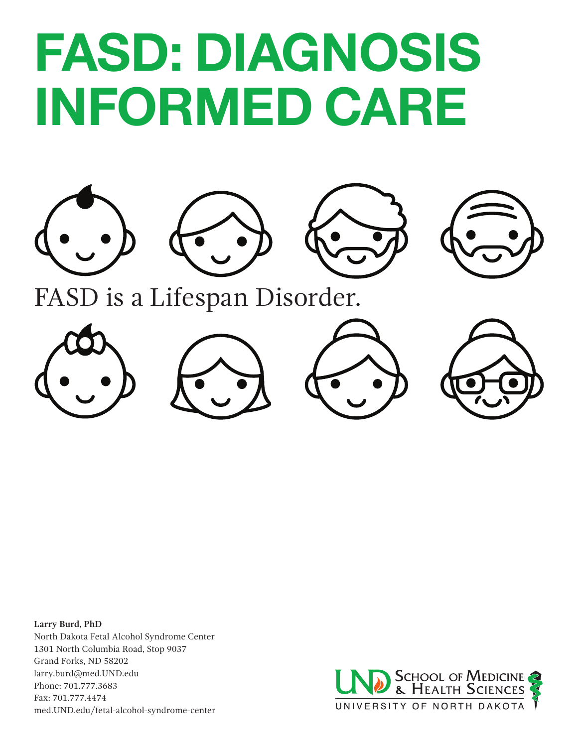# FASD: DIAGNOSIS INFORMED CARE

FASD is a Lifespan Disorder.

**Larry Burd, PhD**
North Dakota Fetal Alcohol Syndrome Center
1301 North Columbia Road, Stop 9037
Grand Forks, ND 58202
larry.burd@med.UND.edu
Phone: 701.777.3683
Fax: 701.777.4474
med.UND.edu/fetal-alcohol-syndrome-center

UND School of Medicine & Health Sciences
UNIVERSITY OF NORTH DAKOTA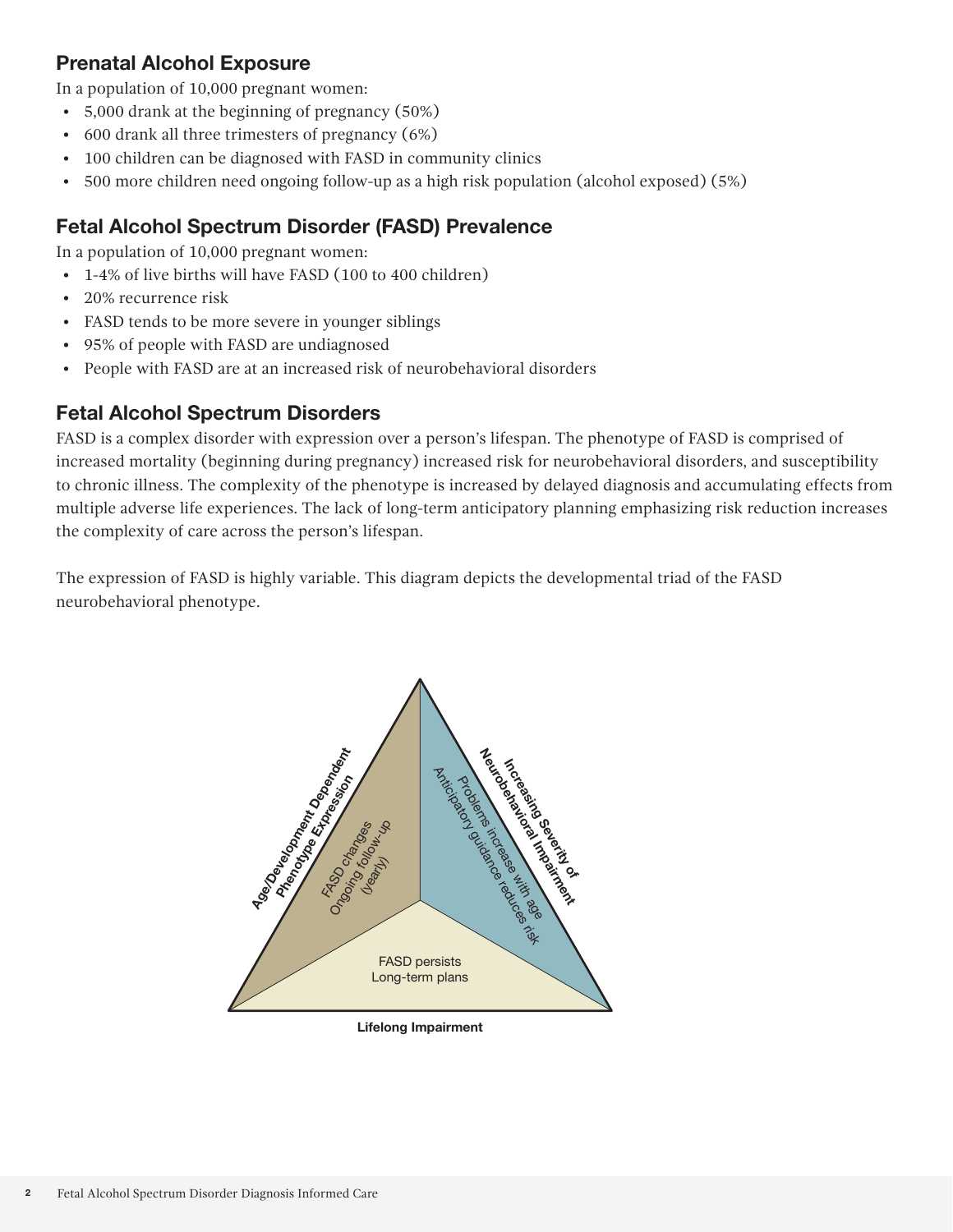## Prenatal Alcohol Exposure

In a population of 10,000 pregnant women:

- 5,000 drank at the beginning of pregnancy (50%)
- 600 drank all three trimesters of pregnancy (6%)
- 100 children can be diagnosed with FASD in community clinics
- 500 more children need ongoing follow-up as a high risk population (alcohol exposed) (5%)

## Fetal Alcohol Spectrum Disorder (FASD) Prevalence

In a population of 10,000 pregnant women:

- 1-4% of live births will have FASD (100 to 400 children)
- 20% recurrence risk
- FASD tends to be more severe in younger siblings
- 95% of people with FASD are undiagnosed
- People with FASD are at an increased risk of neurobehavioral disorders

## Fetal Alcohol Spectrum Disorders

FASD is a complex disorder with expression over a person's lifespan. The phenotype of FASD is comprised of increased mortality (beginning during pregnancy) increased risk for neurobehavioral disorders, and susceptibility to chronic illness. The complexity of the phenotype is increased by delayed diagnosis and accumulating effects from multiple adverse life experiences. The lack of long-term anticipatory planning emphasizing risk reduction increases the complexity of care across the person's lifespan.

The expression of FASD is highly variable. This diagram depicts the developmental triad of the FASD neurobehavioral phenotype.

**Age/Development Dependent Phenotype Expression**

FASD changes
Ongoing follow-up (yearly)

**Increasing Severity of Neurobehavioral Impairment**

Problems increase with age
Anticipatory guidance reduces risk

FASD persists
Long-term plans

**Lifelong Impairment**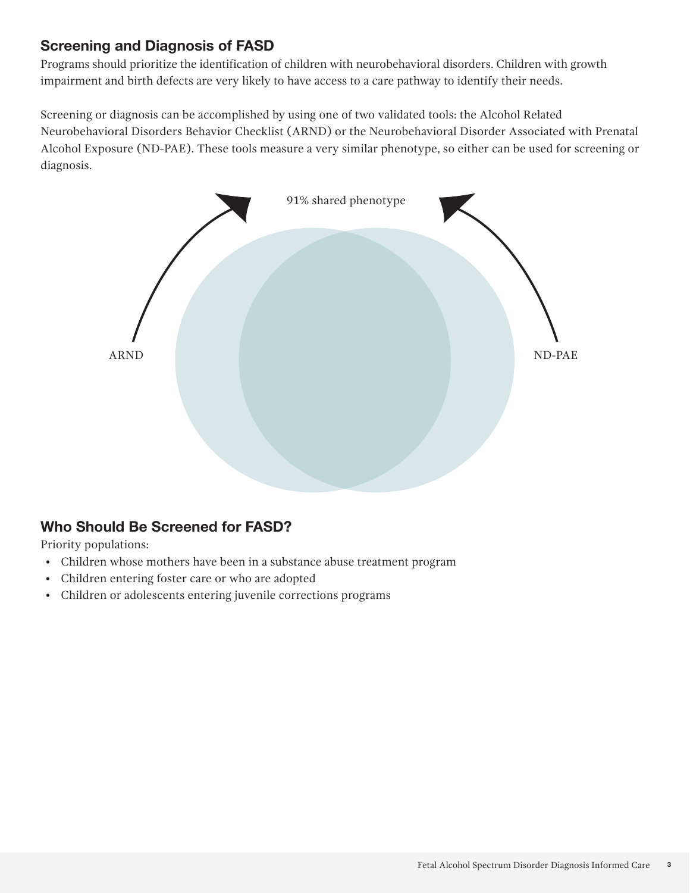## Screening and Diagnosis of FASD

Programs should prioritize the identification of children with neurobehavioral disorders. Children with growth impairment and birth defects are very likely to have access to a care pathway to identify their needs.

Screening or diagnosis can be accomplished by using one of two validated tools: the Alcohol Related Neurobehavioral Disorders Behavior Checklist (ARND) or the Neurobehavioral Disorder Associated with Prenatal Alcohol Exposure (ND-PAE). These tools measure a very similar phenotype, so either can be used for screening or diagnosis.

91% shared phenotype

ARND

ND-PAE

## Who Should Be Screened for FASD?

Priority populations:

- Children whose mothers have been in a substance abuse treatment program
- Children entering foster care or who are adopted
- Children or adolescents entering juvenile corrections programs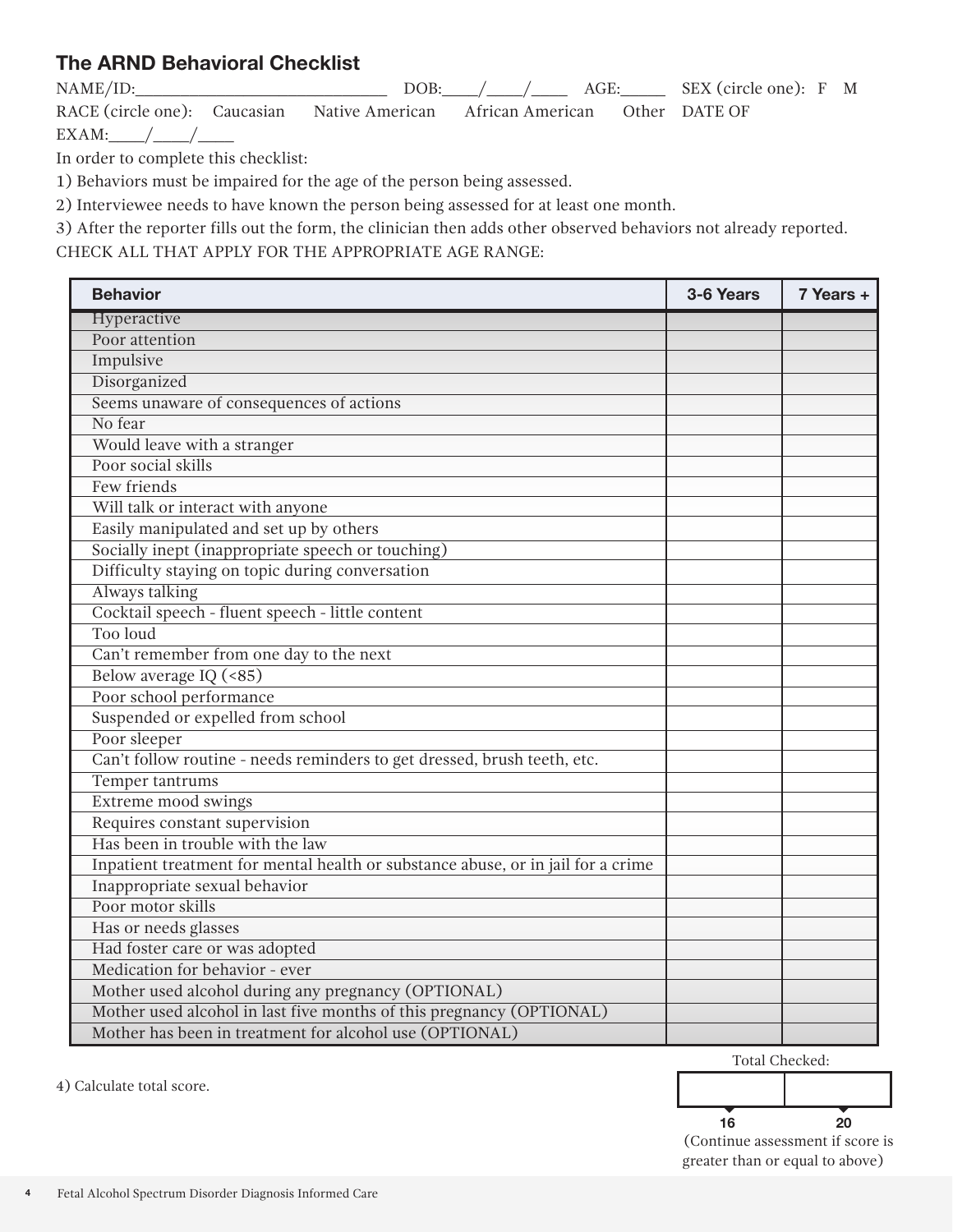## The ARND Behavioral Checklist

NAME/ID:______________________________ DOB:____/____/____ AGE:_____ SEX (circle one): F M

RACE (circle one): Caucasian Native American African American Other DATE OF EXAM:____/____/____

In order to complete this checklist:

1) Behaviors must be impaired for the age of the person being assessed.

2) Interviewee needs to have known the person being assessed for at least one month.

3) After the reporter fills out the form, the clinician then adds other observed behaviors not already reported.

CHECK ALL THAT APPLY FOR THE APPROPRIATE AGE RANGE:

| Behavior | 3-6 Years | 7 Years + |
|---|---|---|
| Hyperactive | | |
| Poor attention | | |
| Impulsive | | |
| Disorganized | | |
| Seems unaware of consequences of actions | | |
| No fear | | |
| Would leave with a stranger | | |
| Poor social skills | | |
| Few friends | | |
| Will talk or interact with anyone | | |
| Easily manipulated and set up by others | | |
| Socially inept (inappropriate speech or touching) | | |
| Difficulty staying on topic during conversation | | |
| Always talking | | |
| Cocktail speech - fluent speech - little content | | |
| Too loud | | |
| Can't remember from one day to the next | | |
| Below average IQ (<85) | | |
| Poor school performance | | |
| Suspended or expelled from school | | |
| Poor sleeper | | |
| Can't follow routine - needs reminders to get dressed, brush teeth, etc. | | |
| Temper tantrums | | |
| Extreme mood swings | | |
| Requires constant supervision | | |
| Has been in trouble with the law | | |
| Inpatient treatment for mental health or substance abuse, or in jail for a crime | | |
| Inappropriate sexual behavior | | |
| Poor motor skills | | |
| Has or needs glasses | | |
| Had foster care or was adopted | | |
| Medication for behavior - ever | | |
| Mother used alcohol during any pregnancy (OPTIONAL) | | |
| Mother used alcohol in last five months of this pregnancy (OPTIONAL) | | |
| Mother has been in treatment for alcohol use (OPTIONAL) | | |

4) Calculate total score.

| Total Checked: | |
|---|---|
| | |
| 16 | 20 |

(Continue assessment if score is greater than or equal to above)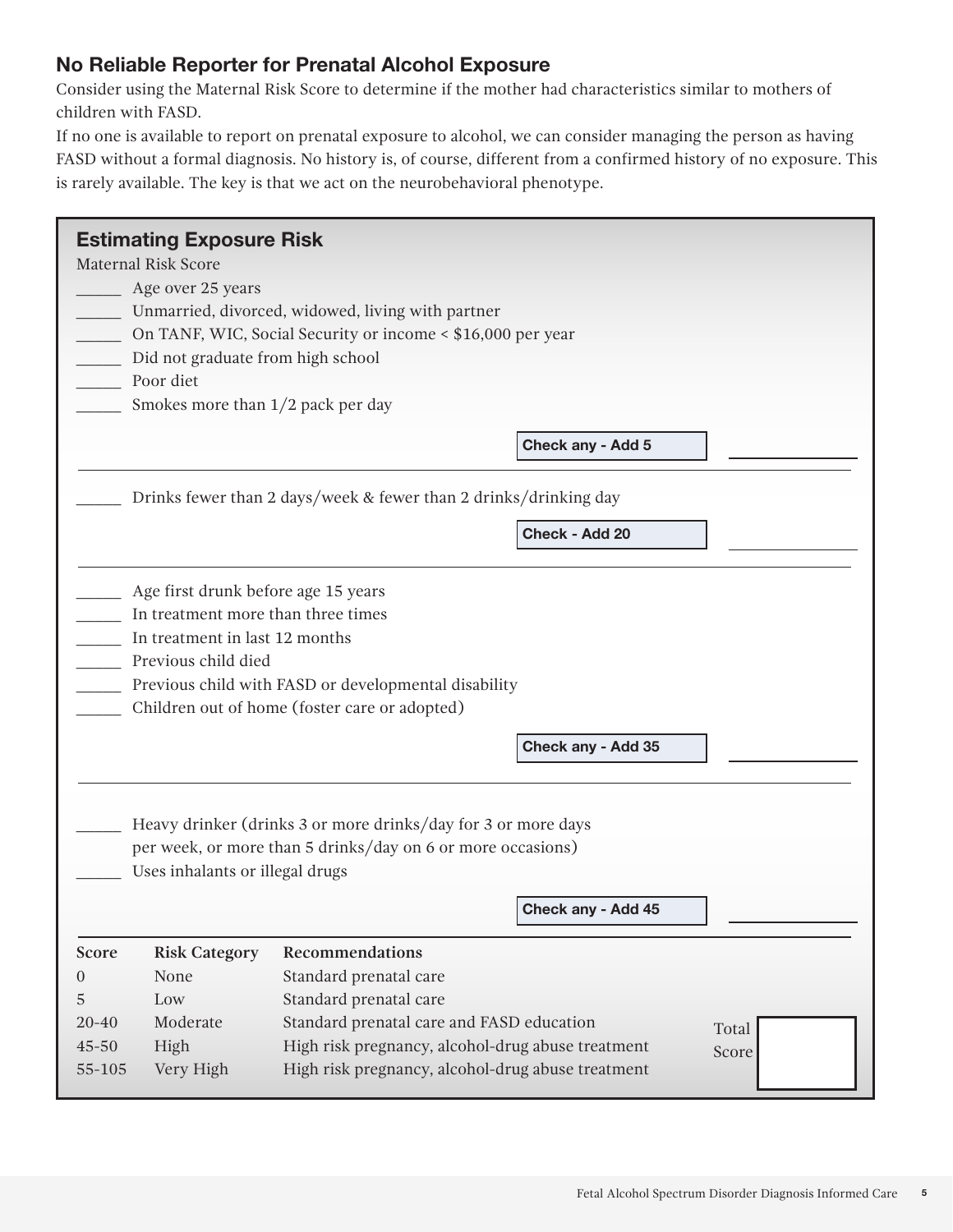## No Reliable Reporter for Prenatal Alcohol Exposure

Consider using the Maternal Risk Score to determine if the mother had characteristics similar to mothers of children with FASD.

If no one is available to report on prenatal exposure to alcohol, we can consider managing the person as having FASD without a formal diagnosis. No history is, of course, different from a confirmed history of no exposure. This is rarely available. The key is that we act on the neurobehavioral phenotype.

### Estimating Exposure Risk

Maternal Risk Score

_____ Age over 25 years
_____ Unmarried, divorced, widowed, living with partner
_____ On TANF, WIC, Social Security or income < $16,000 per year
_____ Did not graduate from high school
_____ Poor diet
_____ Smokes more than 1/2 pack per day

**Check any - Add 5** __________

_____ Drinks fewer than 2 days/week & fewer than 2 drinks/drinking day

**Check - Add 20** __________

_____ Age first drunk before age 15 years
_____ In treatment more than three times
_____ In treatment in last 12 months
_____ Previous child died
_____ Previous child with FASD or developmental disability
_____ Children out of home (foster care or adopted)

**Check any - Add 35** __________

_____ Heavy drinker (drinks 3 or more drinks/day for 3 or more days per week, or more than 5 drinks/day on 6 or more occasions)
_____ Uses inhalants or illegal drugs

**Check any - Add 45** __________

| Score | Risk Category | Recommendations |
|---|---|---|
| 0 | None | Standard prenatal care |
| 5 | Low | Standard prenatal care |
| 20-40 | Moderate | Standard prenatal care and FASD education |
| 45-50 | High | High risk pregnancy, alcohol-drug abuse treatment |
| 55-105 | Very High | High risk pregnancy, alcohol-drug abuse treatment |

Total Score __________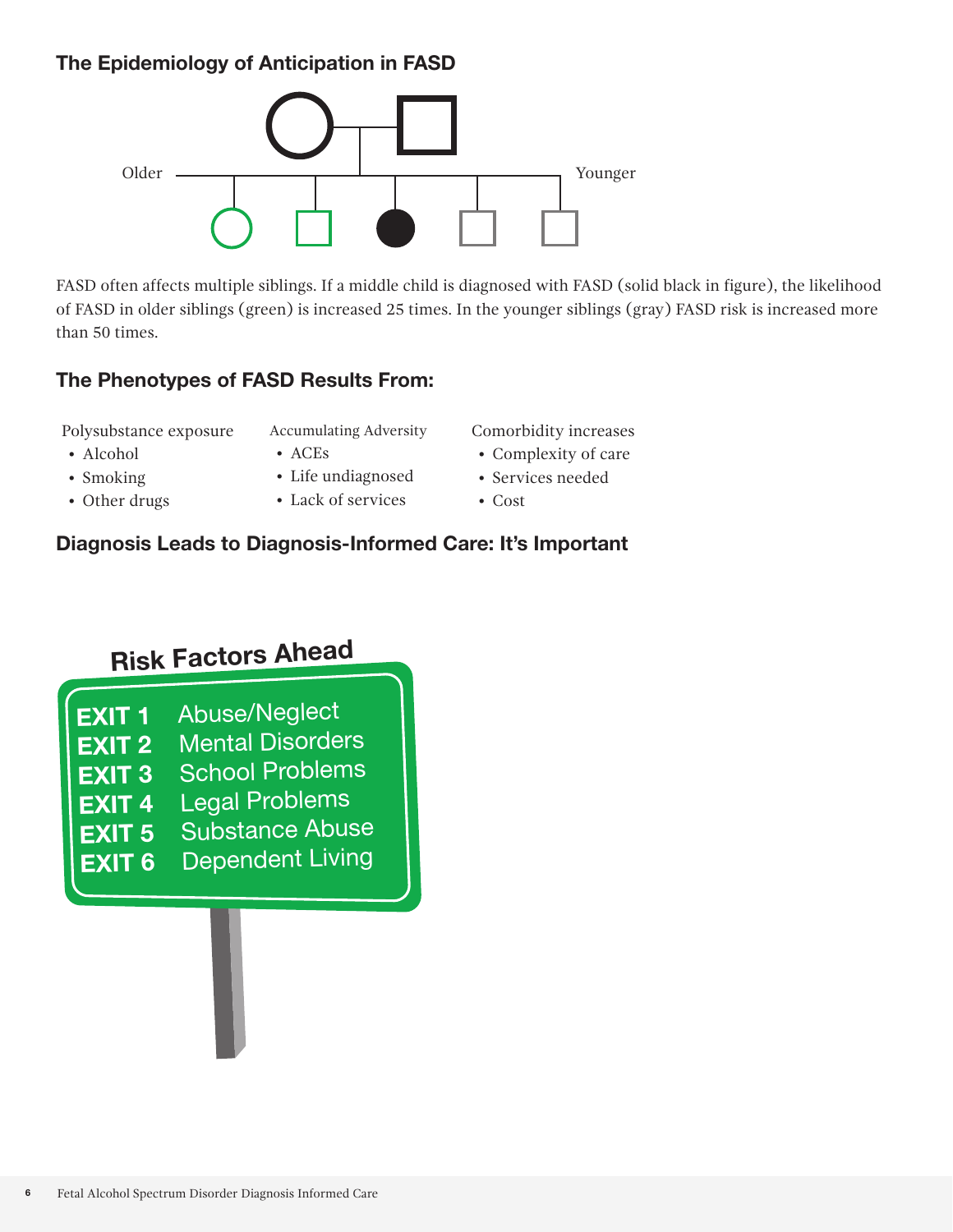## The Epidemiology of Anticipation in FASD

Older — Younger

FASD often affects multiple siblings. If a middle child is diagnosed with FASD (solid black in figure), the likelihood of FASD in older siblings (green) is increased 25 times. In the younger siblings (gray) FASD risk is increased more than 50 times.

## The Phenotypes of FASD Results From:

Polysubstance exposure

- Alcohol
- Smoking
- Other drugs

Accumulating Adversity

- ACEs
- Life undiagnosed
- Lack of services

Comorbidity increases

- Complexity of care
- Services needed
- Cost

## Diagnosis Leads to Diagnosis-Informed Care: It's Important

**Risk Factors Ahead**

**EXIT 1** Abuse/Neglect
**EXIT 2** Mental Disorders
**EXIT 3** School Problems
**EXIT 4** Legal Problems
**EXIT 5** Substance Abuse
**EXIT 6** Dependent Living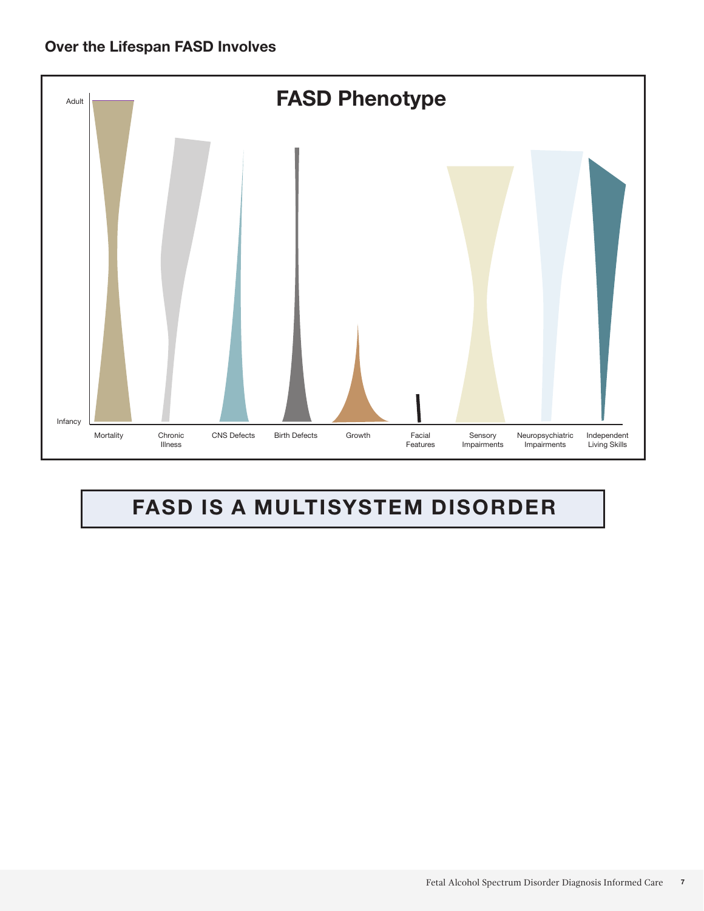## Over the Lifespan FASD Involves

### FASD Phenotype

Adult

Infancy

Mortality | Chronic Illness | CNS Defects | Birth Defects | Growth | Facial Features | Sensory Impairments | Neuropsychiatric Impairments | Independent Living Skills

## FASD IS A MULTISYSTEM DISORDER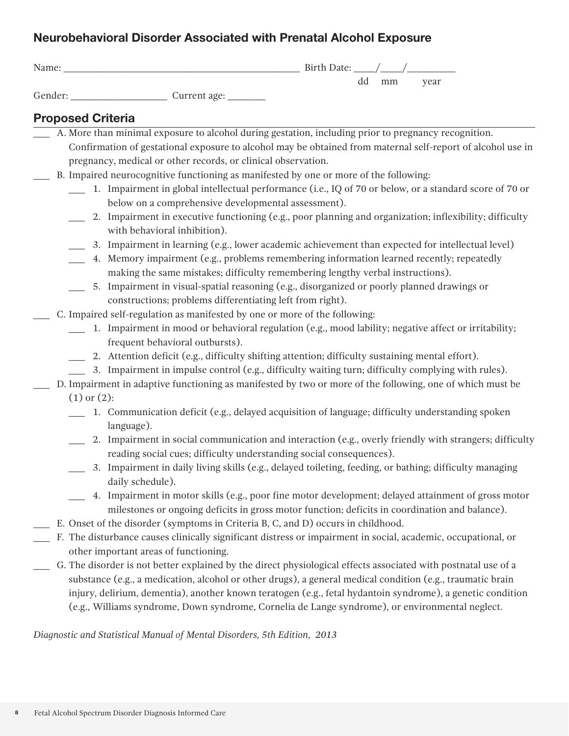## Neurobehavioral Disorder Associated with Prenatal Alcohol Exposure

Name: ______________________________________________ Birth Date: ____/____/_________
dd mm year

Gender: ___________________ Current age: ________

### Proposed Criteria

___ A. More than minimal exposure to alcohol during gestation, including prior to pregnancy recognition. Confirmation of gestational exposure to alcohol may be obtained from maternal self-report of alcohol use in pregnancy, medical or other records, or clinical observation.

___ B. Impaired neurocognitive functioning as manifested by one or more of the following:

- ___ 1. Impairment in global intellectual performance (i.e., IQ of 70 or below, or a standard score of 70 or below on a comprehensive developmental assessment).
- ___ 2. Impairment in executive functioning (e.g., poor planning and organization; inflexibility; difficulty with behavioral inhibition).
- ___ 3. Impairment in learning (e.g., lower academic achievement than expected for intellectual level)
- ___ 4. Memory impairment (e.g., problems remembering information learned recently; repeatedly making the same mistakes; difficulty remembering lengthy verbal instructions).
- ___ 5. Impairment in visual-spatial reasoning (e.g., disorganized or poorly planned drawings or constructions; problems differentiating left from right).

___ C. Impaired self-regulation as manifested by one or more of the following:

- ___ 1. Impairment in mood or behavioral regulation (e.g., mood lability; negative affect or irritability; frequent behavioral outbursts).
- ___ 2. Attention deficit (e.g., difficulty shifting attention; difficulty sustaining mental effort).
- ___ 3. Impairment in impulse control (e.g., difficulty waiting turn; difficulty complying with rules).

___ D. Impairment in adaptive functioning as manifested by two or more of the following, one of which must be (1) or (2):

- ___ 1. Communication deficit (e.g., delayed acquisition of language; difficulty understanding spoken language).
- ___ 2. Impairment in social communication and interaction (e.g., overly friendly with strangers; difficulty reading social cues; difficulty understanding social consequences).
- ___ 3. Impairment in daily living skills (e.g., delayed toileting, feeding, or bathing; difficulty managing daily schedule).
- ___ 4. Impairment in motor skills (e.g., poor fine motor development; delayed attainment of gross motor milestones or ongoing deficits in gross motor function; deficits in coordination and balance).

___ E. Onset of the disorder (symptoms in Criteria B, C, and D) occurs in childhood.

___ F. The disturbance causes clinically significant distress or impairment in social, academic, occupational, or other important areas of functioning.

___ G. The disorder is not better explained by the direct physiological effects associated with postnatal use of a substance (e.g., a medication, alcohol or other drugs), a general medical condition (e.g., traumatic brain injury, delirium, dementia), another known teratogen (e.g., fetal hydantoin syndrome), a genetic condition (e.g., Williams syndrome, Down syndrome, Cornelia de Lange syndrome), or environmental neglect.

*Diagnostic and Statistical Manual of Mental Disorders, 5th Edition, 2013*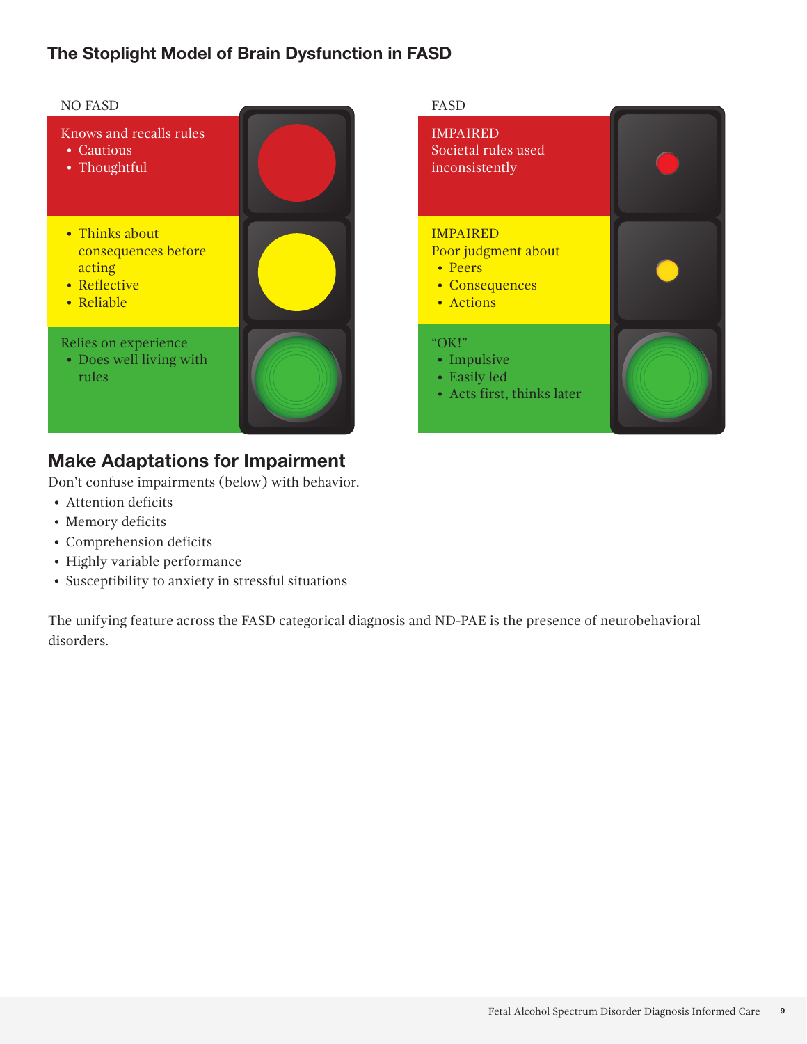## The Stoplight Model of Brain Dysfunction in FASD

NO FASD

Knows and recalls rules
- Cautious
- Thoughtful

- Thinks about consequences before acting
- Reflective
- Reliable

Relies on experience
- Does well living with rules

FASD

IMPAIRED
Societal rules used inconsistently

IMPAIRED
Poor judgment about
- Peers
- Consequences
- Actions

"OK!"
- Impulsive
- Easily led
- Acts first, thinks later

## Make Adaptations for Impairment

Don't confuse impairments (below) with behavior.

- Attention deficits
- Memory deficits
- Comprehension deficits
- Highly variable performance
- Susceptibility to anxiety in stressful situations

The unifying feature across the FASD categorical diagnosis and ND-PAE is the presence of neurobehavioral disorders.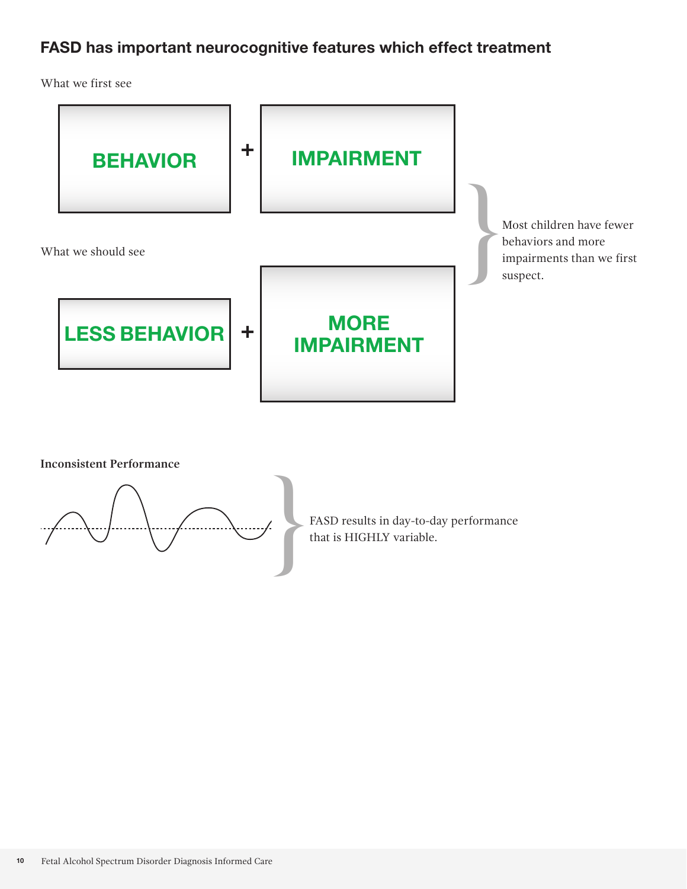## FASD has important neurocognitive features which effect treatment

What we first see

**BEHAVIOR** + **IMPAIRMENT**

What we should see

**LESS BEHAVIOR** + **MORE IMPAIRMENT**

Most children have fewer behaviors and more impairments than we first suspect.

**Inconsistent Performance**

FASD results in day-to-day performance that is HIGHLY variable.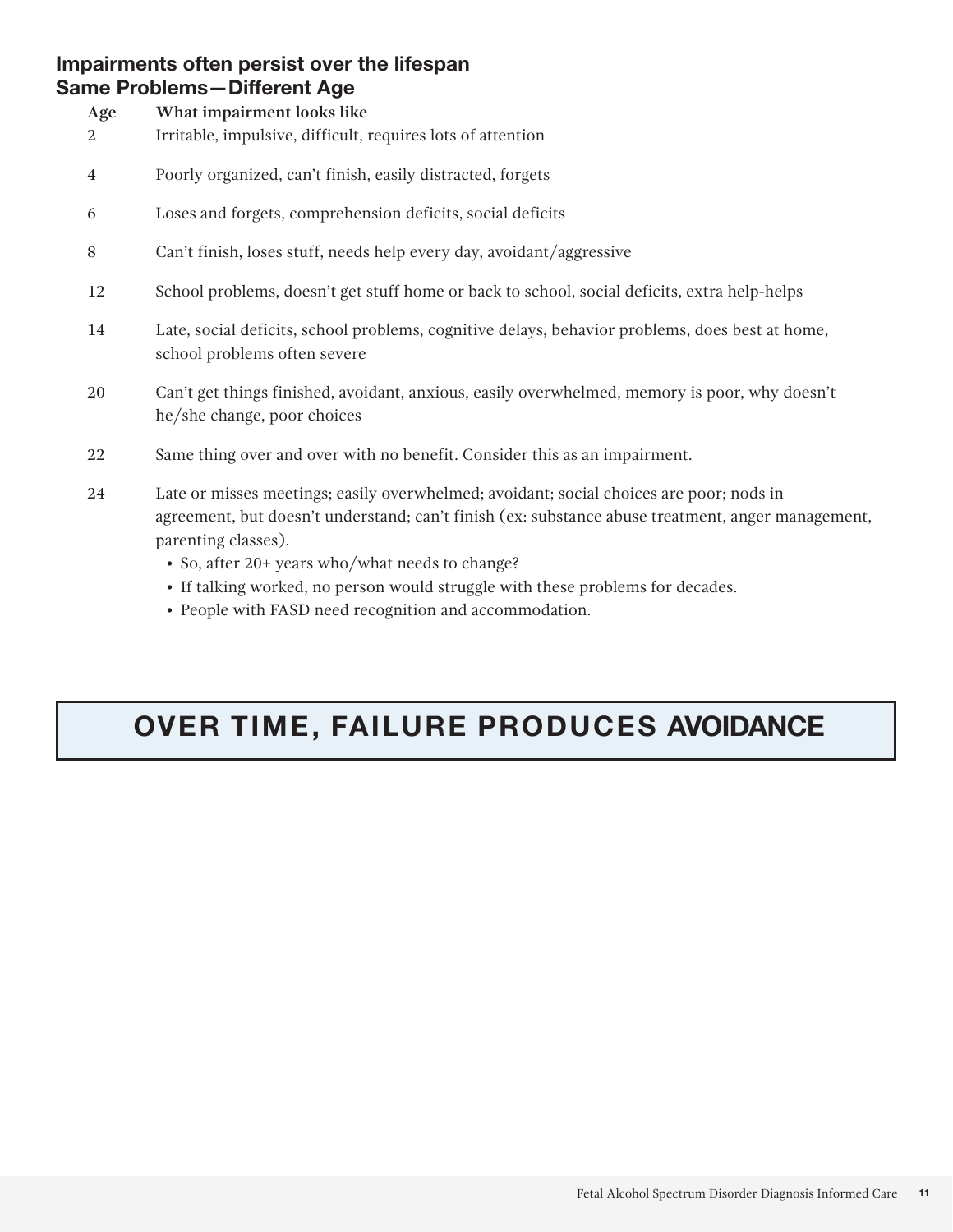## Impairments often persist over the lifespan
## Same Problems—Different Age

| Age | What impairment looks like |
| --- | --- |
| 2 | Irritable, impulsive, difficult, requires lots of attention |
| 4 | Poorly organized, can't finish, easily distracted, forgets |
| 6 | Loses and forgets, comprehension deficits, social deficits |
| 8 | Can't finish, loses stuff, needs help every day, avoidant/aggressive |
| 12 | School problems, doesn't get stuff home or back to school, social deficits, extra help-helps |
| 14 | Late, social deficits, school problems, cognitive delays, behavior problems, does best at home, school problems often severe |
| 20 | Can't get things finished, avoidant, anxious, easily overwhelmed, memory is poor, why doesn't he/she change, poor choices |
| 22 | Same thing over and over with no benefit. Consider this as an impairment. |
| 24 | Late or misses meetings; easily overwhelmed; avoidant; social choices are poor; nods in agreement, but doesn't understand; can't finish (ex: substance abuse treatment, anger management, parenting classes). |

- So, after 20+ years who/what needs to change?
- If talking worked, no person would struggle with these problems for decades.
- People with FASD need recognition and accommodation.

## OVER TIME, FAILURE PRODUCES AVOIDANCE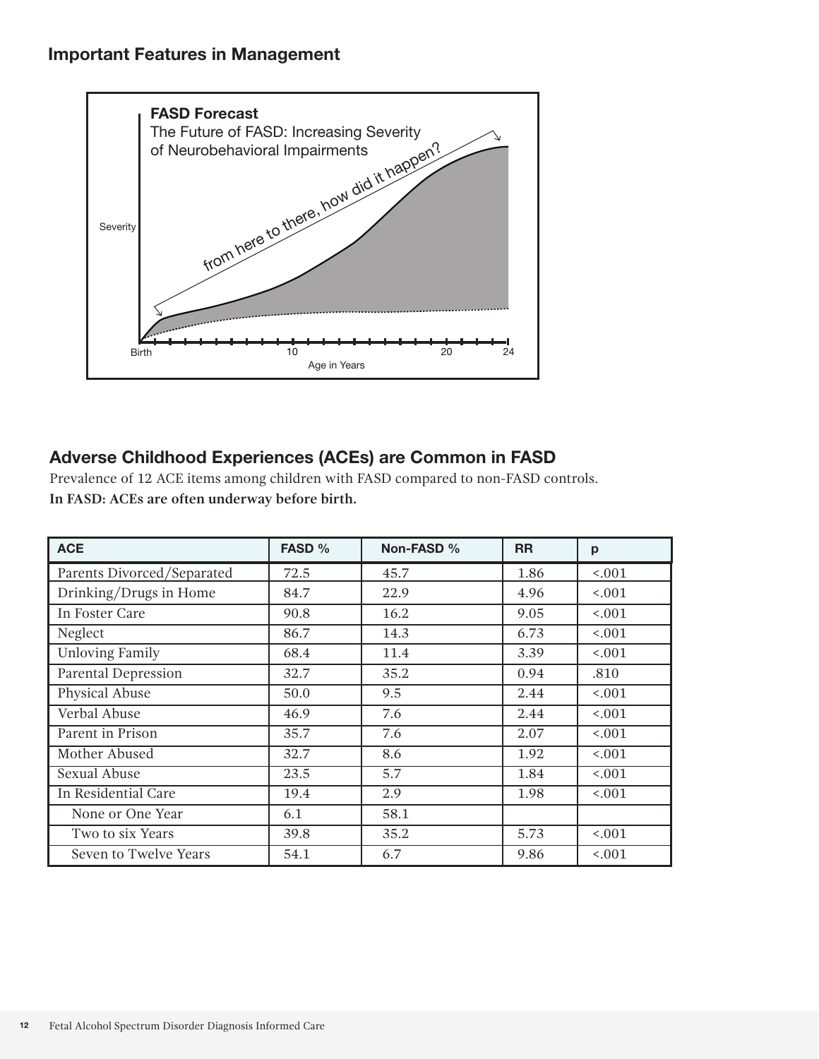## Important Features in Management

**FASD Forecast**

The Future of FASD: Increasing Severity of Neurobehavioral Impairments

from here to there, how did it happen?

Severity

Birth 10 20 24

Age in Years

## Adverse Childhood Experiences (ACEs) are Common in FASD

Prevalence of 12 ACE items among children with FASD compared to non-FASD controls.

**In FASD: ACEs are often underway before birth.**

| ACE | FASD % | Non-FASD % | RR | p |
|---|---|---|---|---|
| Parents Divorced/Separated | 72.5 | 45.7 | 1.86 | <.001 |
| Drinking/Drugs in Home | 84.7 | 22.9 | 4.96 | <.001 |
| In Foster Care | 90.8 | 16.2 | 9.05 | <.001 |
| Neglect | 86.7 | 14.3 | 6.73 | <.001 |
| Unloving Family | 68.4 | 11.4 | 3.39 | <.001 |
| Parental Depression | 32.7 | 35.2 | 0.94 | .810 |
| Physical Abuse | 50.0 | 9.5 | 2.44 | <.001 |
| Verbal Abuse | 46.9 | 7.6 | 2.44 | <.001 |
| Parent in Prison | 35.7 | 7.6 | 2.07 | <.001 |
| Mother Abused | 32.7 | 8.6 | 1.92 | <.001 |
| Sexual Abuse | 23.5 | 5.7 | 1.84 | <.001 |
| In Residential Care | 19.4 | 2.9 | 1.98 | <.001 |
| None or One Year | 6.1 | 58.1 | | |
| Two to six Years | 39.8 | 35.2 | 5.73 | <.001 |
| Seven to Twelve Years | 54.1 | 6.7 | 9.86 | <.001 |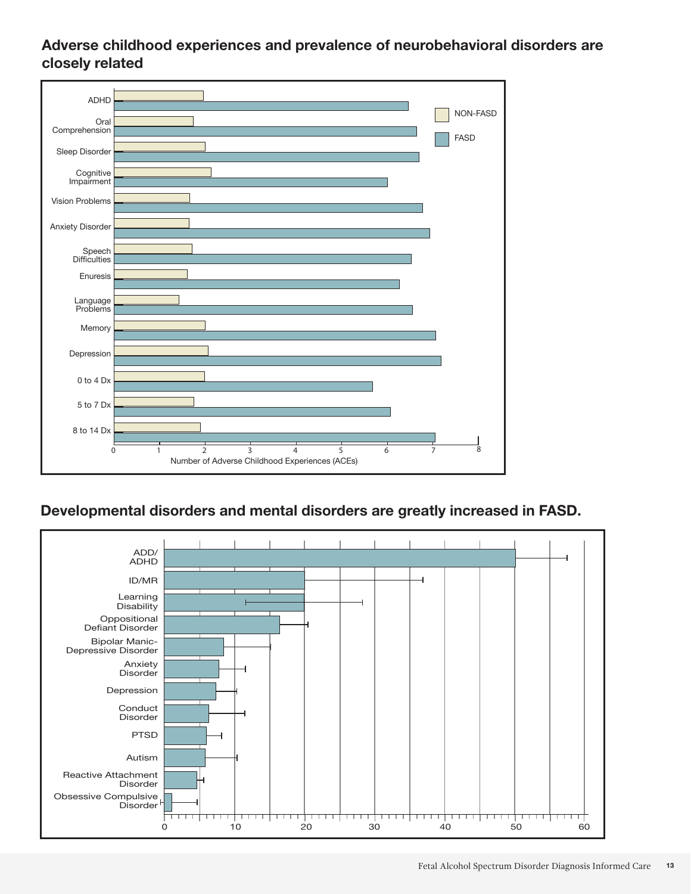## Adverse childhood experiences and prevalence of neurobehavioral disorders are closely related

ADHD
Oral Comprehension
Sleep Disorder
Cognitive Impairment
Vision Problems
Anxiety Disorder
Speech Difficulties
Enuresis
Language Problems
Memory
Depression
0 to 4 Dx
5 to 7 Dx
8 to 14 Dx

NON-FASD
FASD

0 1 2 3 4 5 6 7 8

Number of Adverse Childhood Experiences (ACEs)

## Developmental disorders and mental disorders are greatly increased in FASD.

ADD/ADHD
ID/MR
Learning Disability
Oppositional Defiant Disorder
Bipolar Manic-Depressive Disorder
Anxiety Disorder
Depression
Conduct Disorder
PTSD
Autism
Reactive Attachment Disorder
Obsessive Compulsive Disorder

0 10 20 30 40 50 60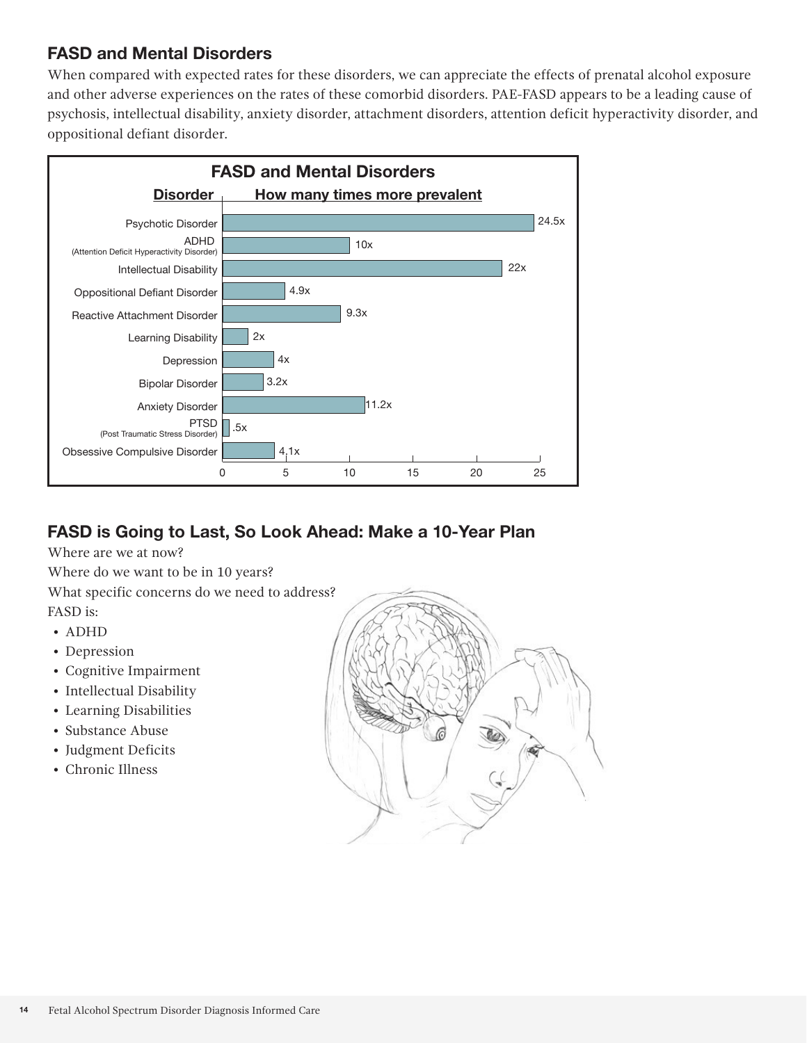## FASD and Mental Disorders

When compared with expected rates for these disorders, we can appreciate the effects of prenatal alcohol exposure and other adverse experiences on the rates of these comorbid disorders. PAE-FASD appears to be a leading cause of psychosis, intellectual disability, anxiety disorder, attachment disorders, attention deficit hyperactivity disorder, and oppositional defiant disorder.

**FASD and Mental Disorders**

| Disorder | How many times more prevalent |
| --- | --- |
| Psychotic Disorder | 24.5x |
| ADHD (Attention Deficit Hyperactivity Disorder) | 10x |
| Intellectual Disability | 22x |
| Oppositional Defiant Disorder | 4.9x |
| Reactive Attachment Disorder | 9.3x |
| Learning Disability | 2x |
| Depression | 4x |
| Bipolar Disorder | 3.2x |
| Anxiety Disorder | 11.2x |
| PTSD (Post Traumatic Stress Disorder) | .5x |
| Obsessive Compulsive Disorder | 4.1x |

## FASD is Going to Last, So Look Ahead: Make a 10-Year Plan

Where are we at now?

Where do we want to be in 10 years?

What specific concerns do we need to address?

FASD is:

- ADHD
- Depression
- Cognitive Impairment
- Intellectual Disability
- Learning Disabilities
- Substance Abuse
- Judgment Deficits
- Chronic Illness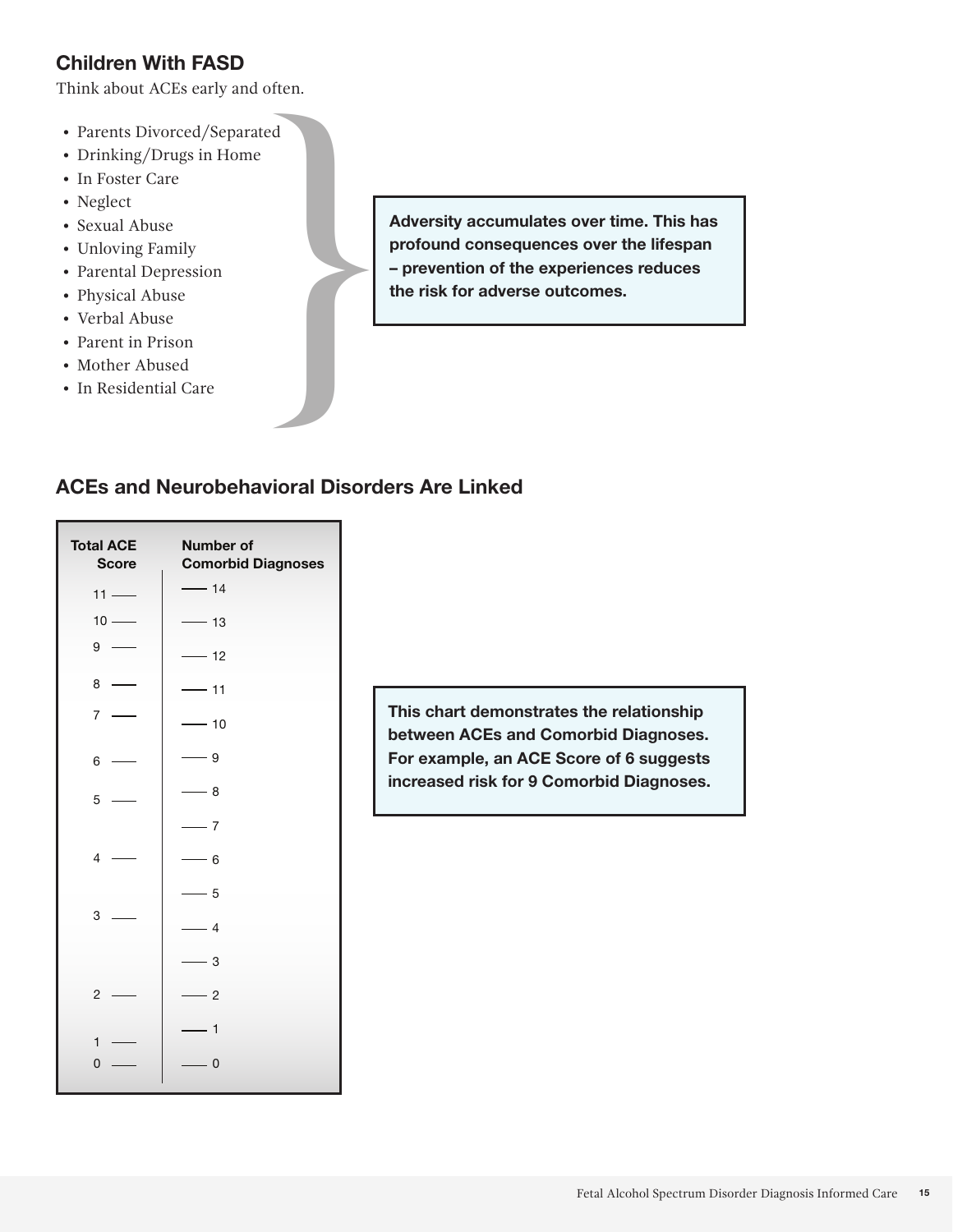## Children With FASD

Think about ACEs early and often.

- Parents Divorced/Separated
- Drinking/Drugs in Home
- In Foster Care
- Neglect
- Sexual Abuse
- Unloving Family
- Parental Depression
- Physical Abuse
- Verbal Abuse
- Parent in Prison
- Mother Abused
- In Residential Care

**Adversity accumulates over time. This has profound consequences over the lifespan – prevention of the experiences reduces the risk for adverse outcomes.**

## ACEs and Neurobehavioral Disorders Are Linked

| Total ACE Score | Number of Comorbid Diagnoses |
| --- | --- |
| 11 | 14 |
| 10 | 13 |
| 9 | 12 |
| 8 | 11 |
| 7 | 10 |
| 6 | 9 |
| 5 | 8 |
| | 7 |
| 4 | 6 |
| | 5 |
| 3 | 4 |
| | 3 |
| 2 | 2 |
| 1 | 1 |
| 0 | 0 |

**This chart demonstrates the relationship between ACEs and Comorbid Diagnoses. For example, an ACE Score of 6 suggests increased risk for 9 Comorbid Diagnoses.**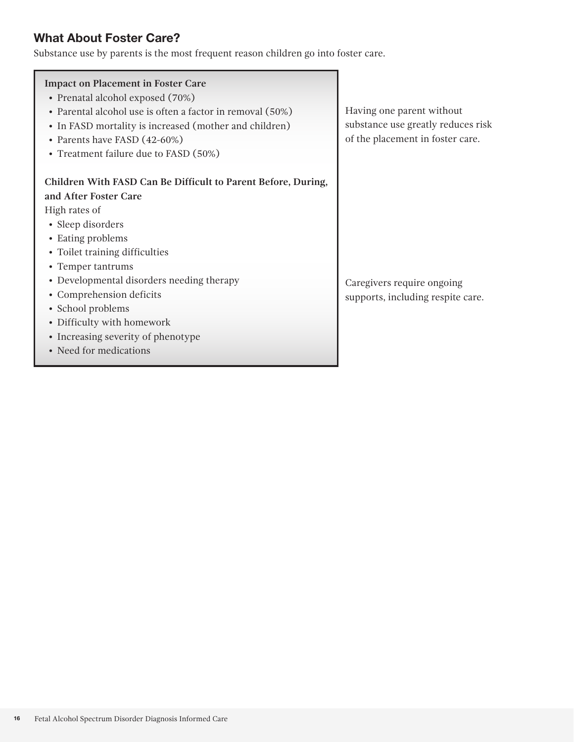## What About Foster Care?

Substance use by parents is the most frequent reason children go into foster care.

**Impact on Placement in Foster Care**

- Prenatal alcohol exposed (70%)
- Parental alcohol use is often a factor in removal (50%)
- In FASD mortality is increased (mother and children)
- Parents have FASD (42-60%)
- Treatment failure due to FASD (50%)

Having one parent without substance use greatly reduces risk of the placement in foster care.

**Children With FASD Can Be Difficult to Parent Before, During, and After Foster Care**

High rates of

- Sleep disorders
- Eating problems
- Toilet training difficulties
- Temper tantrums
- Developmental disorders needing therapy
- Comprehension deficits
- School problems
- Difficulty with homework
- Increasing severity of phenotype
- Need for medications

Caregivers require ongoing supports, including respite care.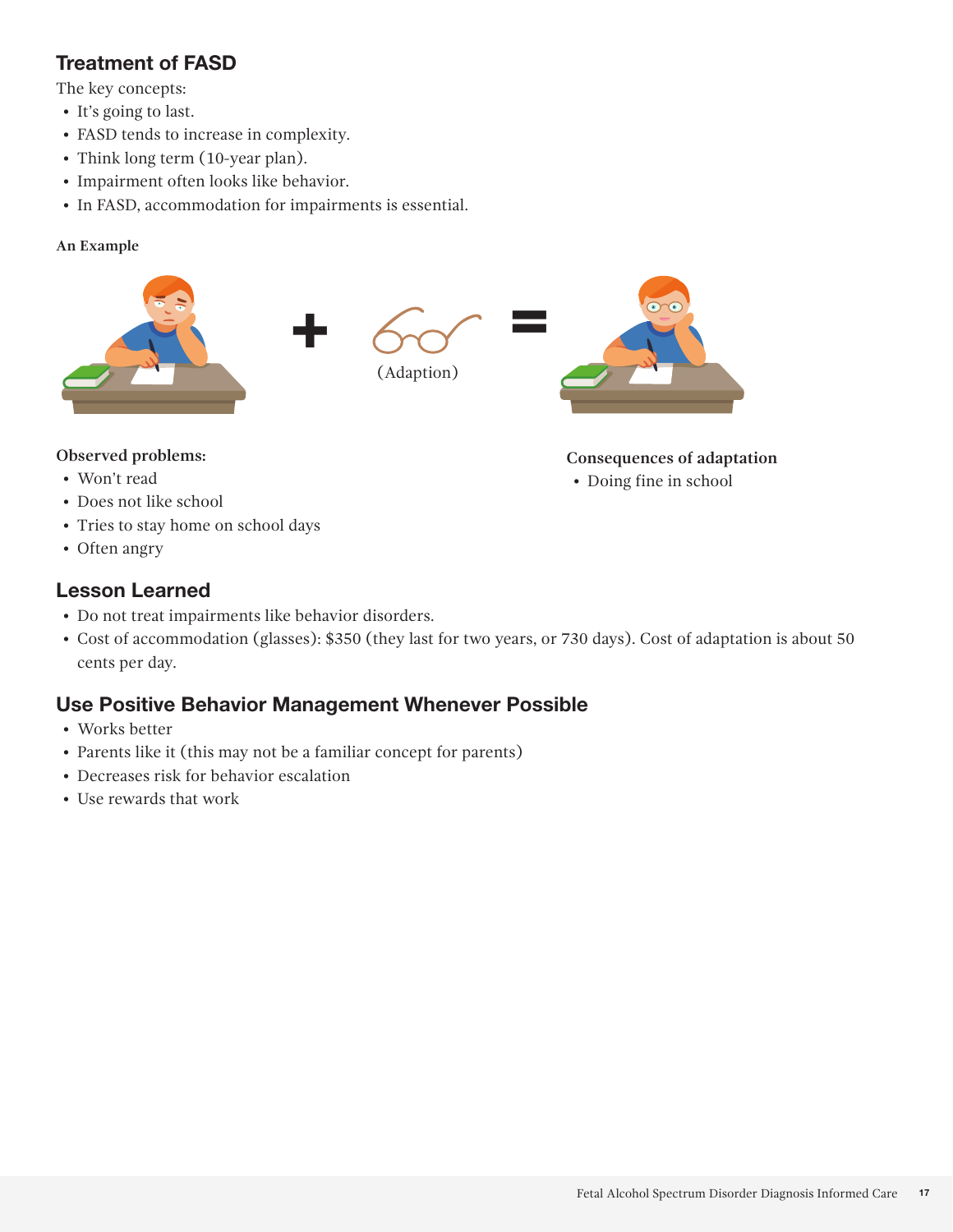## Treatment of FASD

The key concepts:

- It's going to last.
- FASD tends to increase in complexity.
- Think long term (10-year plan).
- Impairment often looks like behavior.
- In FASD, accommodation for impairments is essential.

**An Example**

(Adaption)

**Observed problems:**

- Won't read
- Does not like school
- Tries to stay home on school days
- Often angry

**Consequences of adaptation**

- Doing fine in school

## Lesson Learned

- Do not treat impairments like behavior disorders.
- Cost of accommodation (glasses): $350 (they last for two years, or 730 days). Cost of adaptation is about 50 cents per day.

## Use Positive Behavior Management Whenever Possible

- Works better
- Parents like it (this may not be a familiar concept for parents)
- Decreases risk for behavior escalation
- Use rewards that work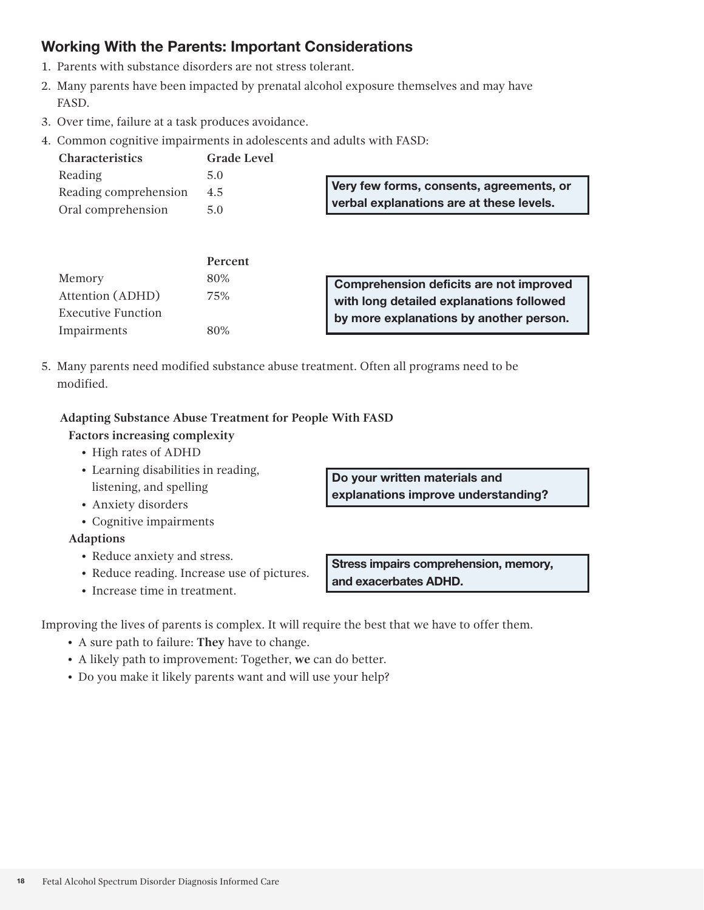## Working With the Parents: Important Considerations

1. Parents with substance disorders are not stress tolerant.
2. Many parents have been impacted by prenatal alcohol exposure themselves and may have FASD.
3. Over time, failure at a task produces avoidance.
4. Common cognitive impairments in adolescents and adults with FASD:

| Characteristics | Grade Level |
|---|---|
| Reading | 5.0 |
| Reading comprehension | 4.5 |
| Oral comprehension | 5.0 |

**Very few forms, consents, agreements, or verbal explanations are at these levels.**

| | Percent |
|---|---|
| Memory | 80% |
| Attention (ADHD) | 75% |
| Executive Function Impairments | 80% |

**Comprehension deficits are not improved with long detailed explanations followed by more explanations by another person.**

5. Many parents need modified substance abuse treatment. Often all programs need to be modified.

**Adapting Substance Abuse Treatment for People With FASD**

**Factors increasing complexity**

- High rates of ADHD
- Learning disabilities in reading, listening, and spelling
- Anxiety disorders
- Cognitive impairments

**Do your written materials and explanations improve understanding?**

**Adaptions**

- Reduce anxiety and stress.
- Reduce reading. Increase use of pictures.
- Increase time in treatment.

**Stress impairs comprehension, memory, and exacerbates ADHD.**

Improving the lives of parents is complex. It will require the best that we have to offer them.

- A sure path to failure: **They** have to change.
- A likely path to improvement: Together, **we** can do better.
- Do you make it likely parents want and will use your help?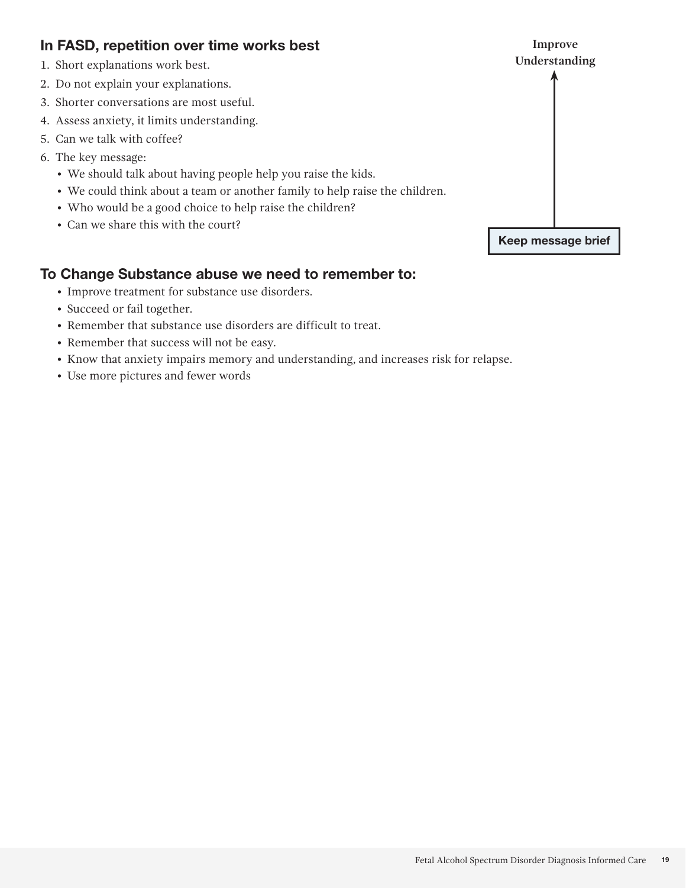## In FASD, repetition over time works best

1. Short explanations work best.
2. Do not explain your explanations.
3. Shorter conversations are most useful.
4. Assess anxiety, it limits understanding.
5. Can we talk with coffee?
6. The key message:
   - We should talk about having people help you raise the kids.
   - We could think about a team or another family to help raise the children.
   - Who would be a good choice to help raise the children?
   - Can we share this with the court?

**Improve Understanding**

↑

**Keep message brief**

## To Change Substance abuse we need to remember to:

- Improve treatment for substance use disorders.
- Succeed or fail together.
- Remember that substance use disorders are difficult to treat.
- Remember that success will not be easy.
- Know that anxiety impairs memory and understanding, and increases risk for relapse.
- Use more pictures and fewer words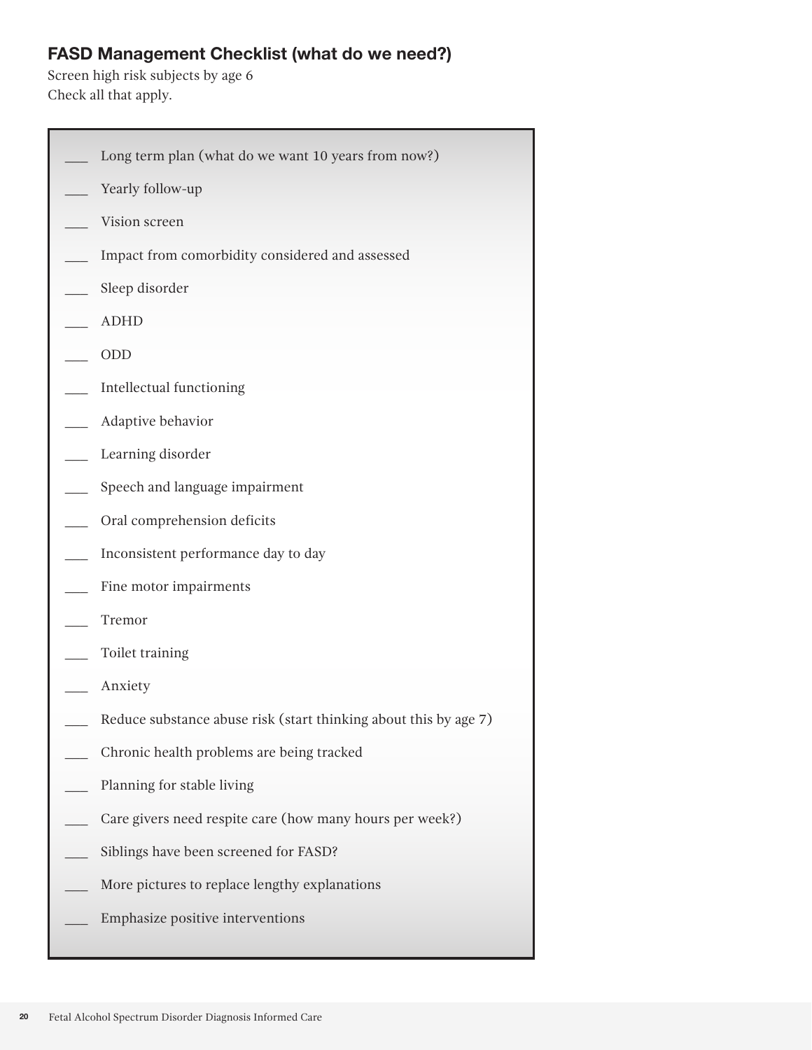## FASD Management Checklist (what do we need?)

Screen high risk subjects by age 6

Check all that apply.

- ___ Long term plan (what do we want 10 years from now?)
- ___ Yearly follow-up
- ___ Vision screen
- ___ Impact from comorbidity considered and assessed
- ___ Sleep disorder
- ___ ADHD
- ___ ODD
- ___ Intellectual functioning
- ___ Adaptive behavior
- ___ Learning disorder
- ___ Speech and language impairment
- ___ Oral comprehension deficits
- ___ Inconsistent performance day to day
- ___ Fine motor impairments
- ___ Tremor
- ___ Toilet training
- ___ Anxiety
- ___ Reduce substance abuse risk (start thinking about this by age 7)
- ___ Chronic health problems are being tracked
- ___ Planning for stable living
- ___ Care givers need respite care (how many hours per week?)
- ___ Siblings have been screened for FASD?
- ___ More pictures to replace lengthy explanations
- ___ Emphasize positive interventions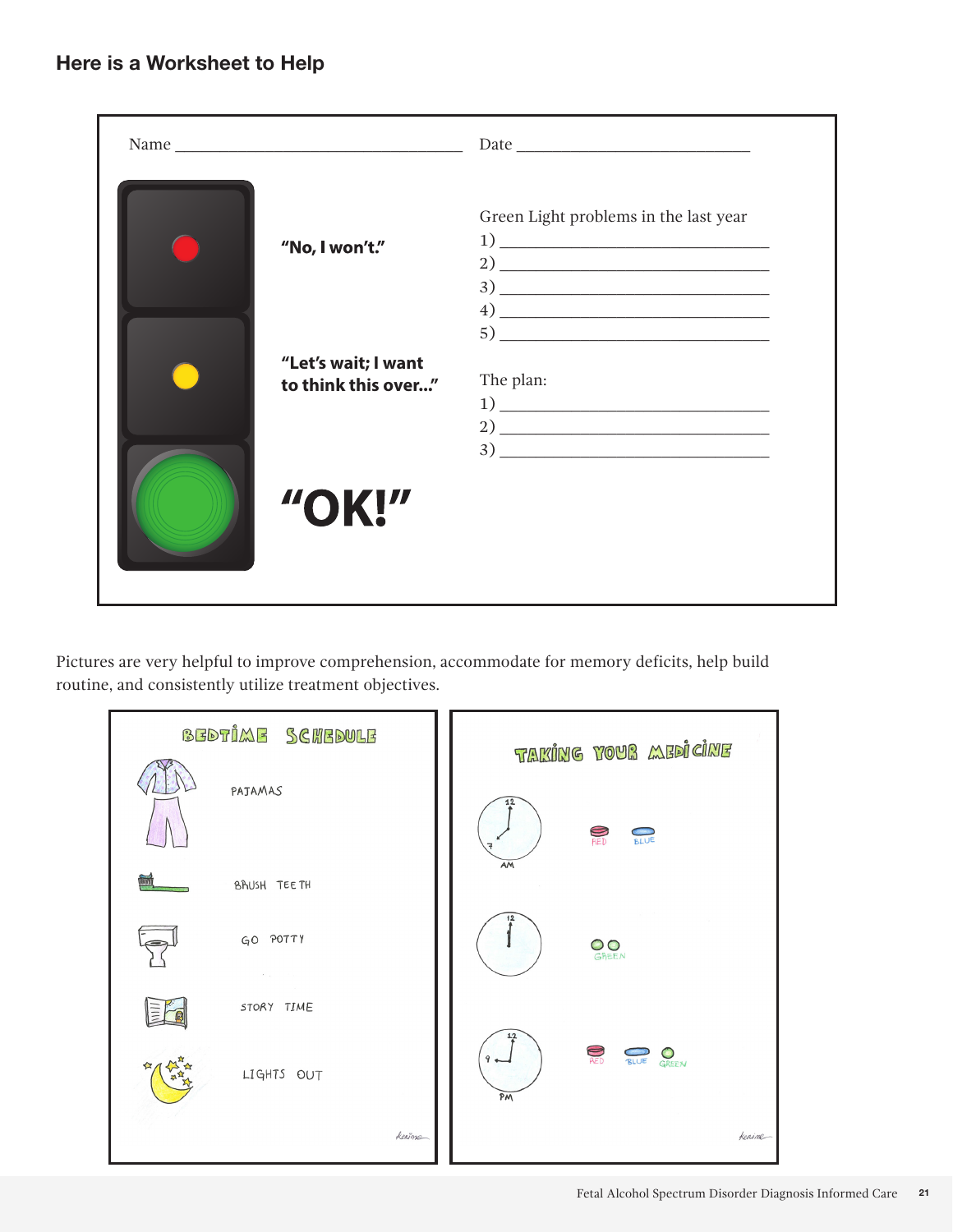## Here is a Worksheet to Help

Name ______________________________ Date ______________________

"No, I won't."

"Let's wait; I want to think this over..."

**"OK!"**

Green Light problems in the last year

1) ______________________________
2) ______________________________
3) ______________________________
4) ______________________________
5) ______________________________

The plan:

1) ______________________________
2) ______________________________
3) ______________________________

Pictures are very helpful to improve comprehension, accommodate for memory deficits, help build routine, and consistently utilize treatment objectives.

**BEDTIME SCHEDULE**

- PAJAMAS
- BRUSH TEETH
- GO POTTY
- STORY TIME
- LIGHTS OUT

**TAKING YOUR MEDICINE**

- AM (7:00): RED, BLUE
- 12:00: GREEN, GREEN
- PM (9:00): RED, BLUE, GREEN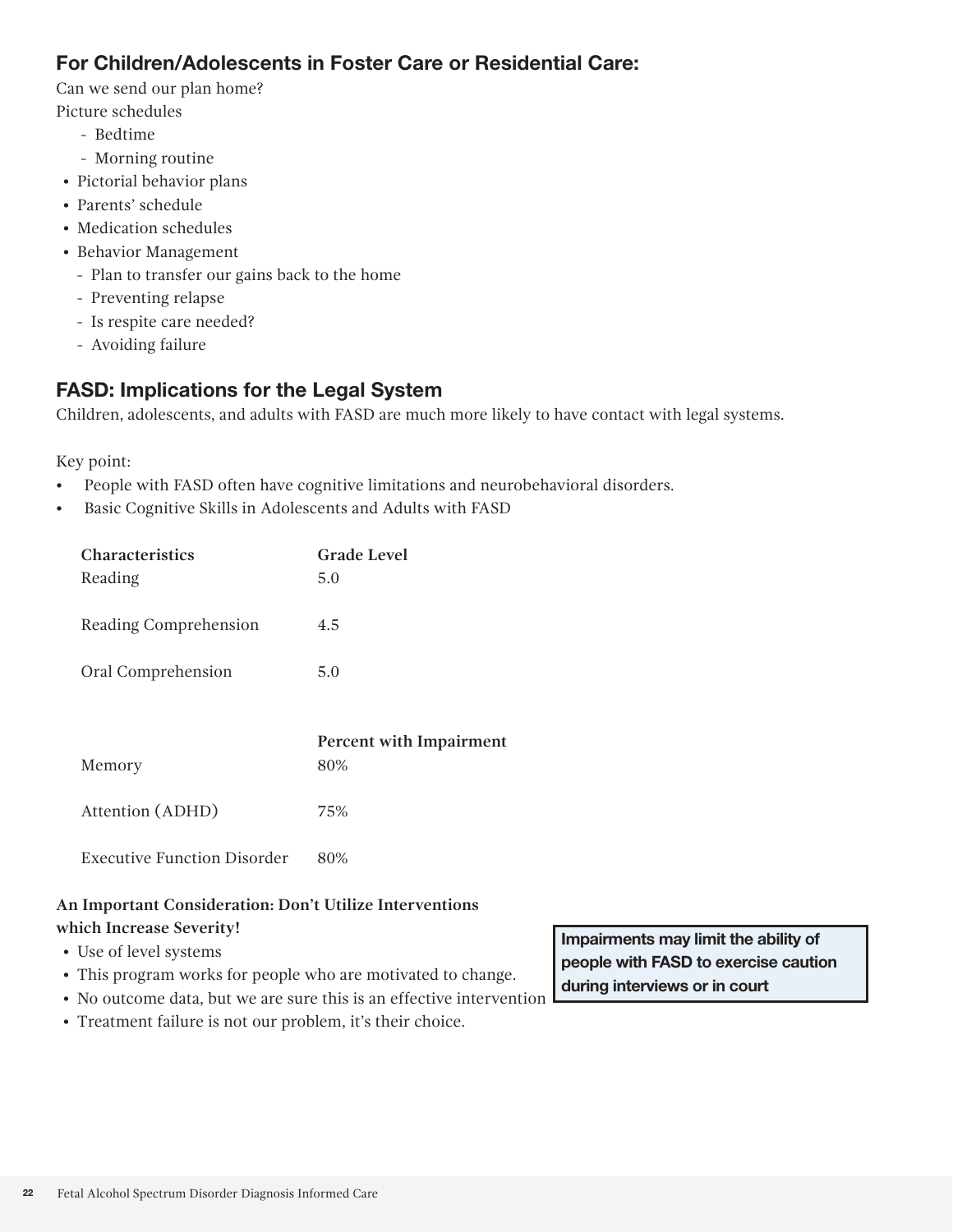## For Children/Adolescents in Foster Care or Residential Care:

Can we send our plan home?

Picture schedules

- Bedtime
- Morning routine

- Pictorial behavior plans
- Parents' schedule
- Medication schedules
- Behavior Management
  - Plan to transfer our gains back to the home
  - Preventing relapse
  - Is respite care needed?
  - Avoiding failure

## FASD: Implications for the Legal System

Children, adolescents, and adults with FASD are much more likely to have contact with legal systems.

Key point:

- People with FASD often have cognitive limitations and neurobehavioral disorders.
- Basic Cognitive Skills in Adolescents and Adults with FASD

| Characteristics | Grade Level |
|---|---|
| Reading | 5.0 |
| Reading Comprehension | 4.5 |
| Oral Comprehension | 5.0 |
| | **Percent with Impairment** |
| Memory | 80% |
| Attention (ADHD) | 75% |
| Executive Function Disorder | 80% |

**An Important Consideration: Don't Utilize Interventions which Increase Severity!**

- Use of level systems
- This program works for people who are motivated to change.
- No outcome data, but we are sure this is an effective intervention
- Treatment failure is not our problem, it's their choice.

**Impairments may limit the ability of people with FASD to exercise caution during interviews or in court**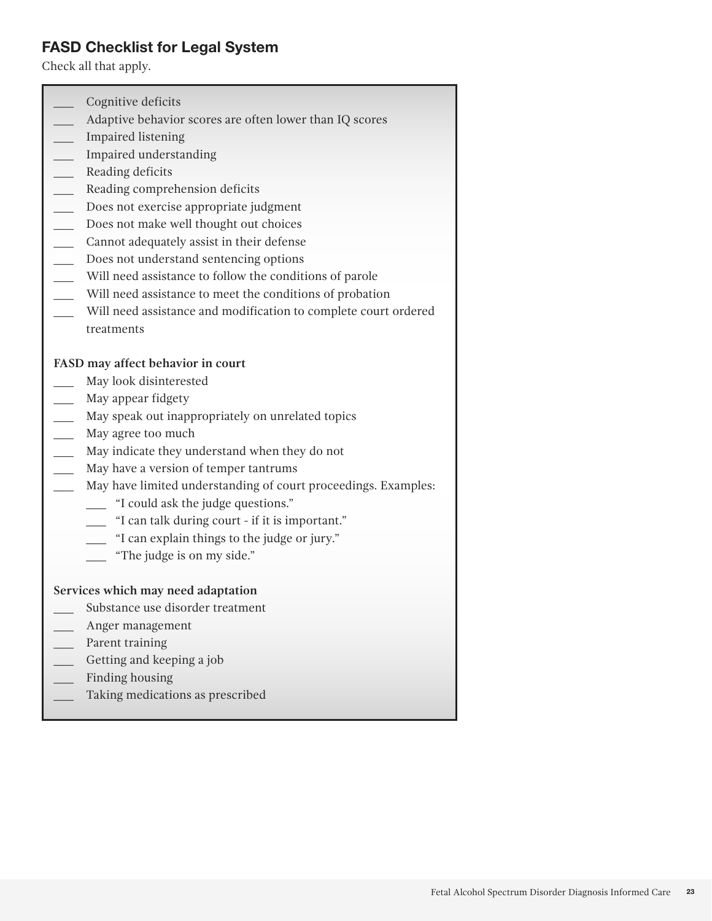## FASD Checklist for Legal System

Check all that apply.

- ___ Cognitive deficits
- ___ Adaptive behavior scores are often lower than IQ scores
- ___ Impaired listening
- ___ Impaired understanding
- ___ Reading deficits
- ___ Reading comprehension deficits
- ___ Does not exercise appropriate judgment
- ___ Does not make well thought out choices
- ___ Cannot adequately assist in their defense
- ___ Does not understand sentencing options
- ___ Will need assistance to follow the conditions of parole
- ___ Will need assistance to meet the conditions of probation
- ___ Will need assistance and modification to complete court ordered treatments

**FASD may affect behavior in court**

- ___ May look disinterested
- ___ May appear fidgety
- ___ May speak out inappropriately on unrelated topics
- ___ May agree too much
- ___ May indicate they understand when they do not
- ___ May have a version of temper tantrums
- ___ May have limited understanding of court proceedings. Examples:
  - ___ "I could ask the judge questions."
  - ___ "I can talk during court - if it is important."
  - ___ "I can explain things to the judge or jury."
  - ___ "The judge is on my side."

**Services which may need adaptation**

- ___ Substance use disorder treatment
- ___ Anger management
- ___ Parent training
- ___ Getting and keeping a job
- ___ Finding housing
- ___ Taking medications as prescribed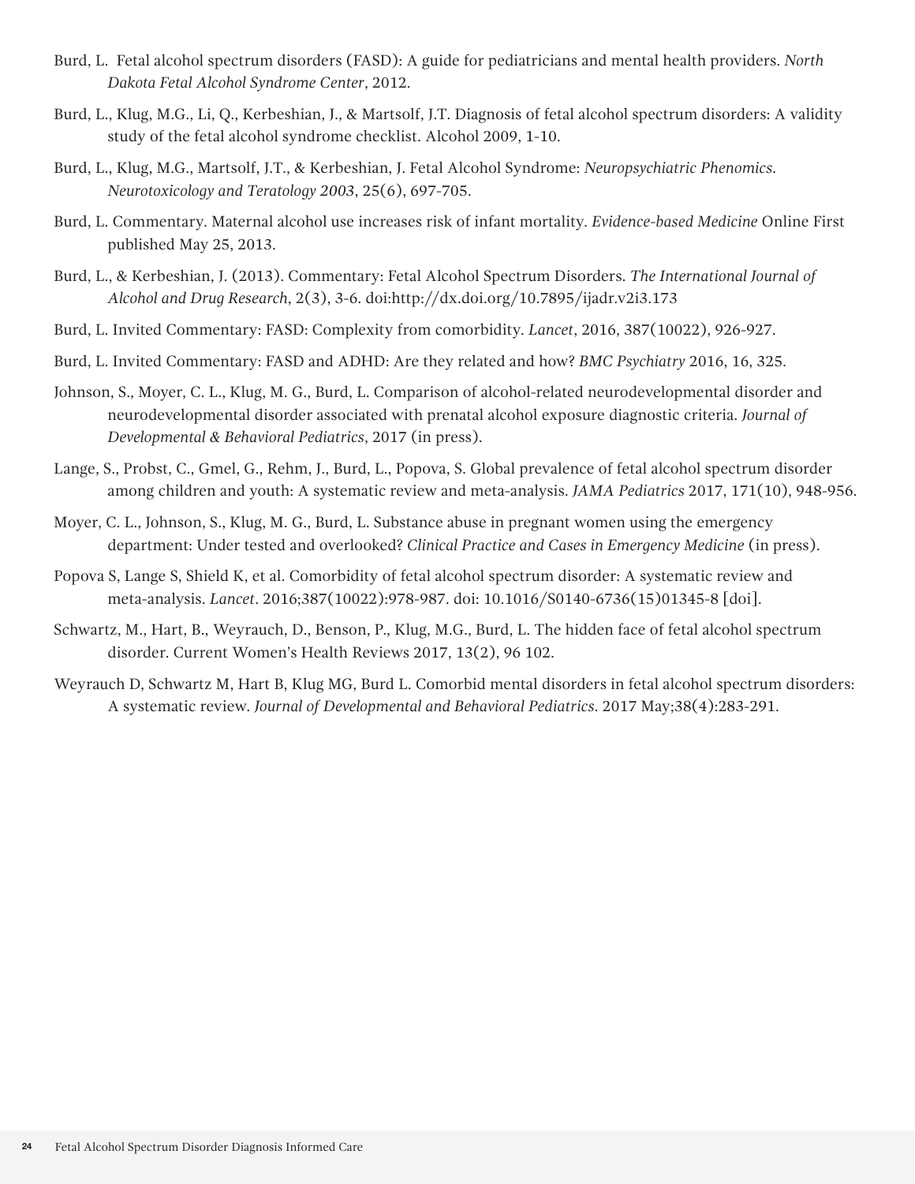Burd, L. Fetal alcohol spectrum disorders (FASD): A guide for pediatricians and mental health providers. *North Dakota Fetal Alcohol Syndrome Center*, 2012.

Burd, L., Klug, M.G., Li, Q., Kerbeshian, J., & Martsolf, J.T. Diagnosis of fetal alcohol spectrum disorders: A validity study of the fetal alcohol syndrome checklist. Alcohol 2009, 1-10.

Burd, L., Klug, M.G., Martsolf, J.T., & Kerbeshian, J. Fetal Alcohol Syndrome: *Neuropsychiatric Phenomics. Neurotoxicology and Teratology 2003*, 25(6), 697-705.

Burd, L. Commentary. Maternal alcohol use increases risk of infant mortality. *Evidence-based Medicine* Online First published May 25, 2013.

Burd, L., & Kerbeshian, J. (2013). Commentary: Fetal Alcohol Spectrum Disorders. *The International Journal of Alcohol and Drug Research*, 2(3), 3-6. doi:http://dx.doi.org/10.7895/ijadr.v2i3.173

Burd, L. Invited Commentary: FASD: Complexity from comorbidity. *Lancet*, 2016, 387(10022), 926-927.

Burd, L. Invited Commentary: FASD and ADHD: Are they related and how? *BMC Psychiatry* 2016, 16, 325.

Johnson, S., Moyer, C. L., Klug, M. G., Burd, L. Comparison of alcohol-related neurodevelopmental disorder and neurodevelopmental disorder associated with prenatal alcohol exposure diagnostic criteria. *Journal of Developmental & Behavioral Pediatrics*, 2017 (in press).

Lange, S., Probst, C., Gmel, G., Rehm, J., Burd, L., Popova, S. Global prevalence of fetal alcohol spectrum disorder among children and youth: A systematic review and meta-analysis. *JAMA Pediatrics* 2017, 171(10), 948-956.

Moyer, C. L., Johnson, S., Klug, M. G., Burd, L. Substance abuse in pregnant women using the emergency department: Under tested and overlooked? *Clinical Practice and Cases in Emergency Medicine* (in press).

Popova S, Lange S, Shield K, et al. Comorbidity of fetal alcohol spectrum disorder: A systematic review and meta-analysis. *Lancet*. 2016;387(10022):978-987. doi: 10.1016/S0140-6736(15)01345-8 [doi].

Schwartz, M., Hart, B., Weyrauch, D., Benson, P., Klug, M.G., Burd, L. The hidden face of fetal alcohol spectrum disorder. Current Women's Health Reviews 2017, 13(2), 96 102.

Weyrauch D, Schwartz M, Hart B, Klug MG, Burd L. Comorbid mental disorders in fetal alcohol spectrum disorders: A systematic review. *Journal of Developmental and Behavioral Pediatrics*. 2017 May;38(4):283-291.